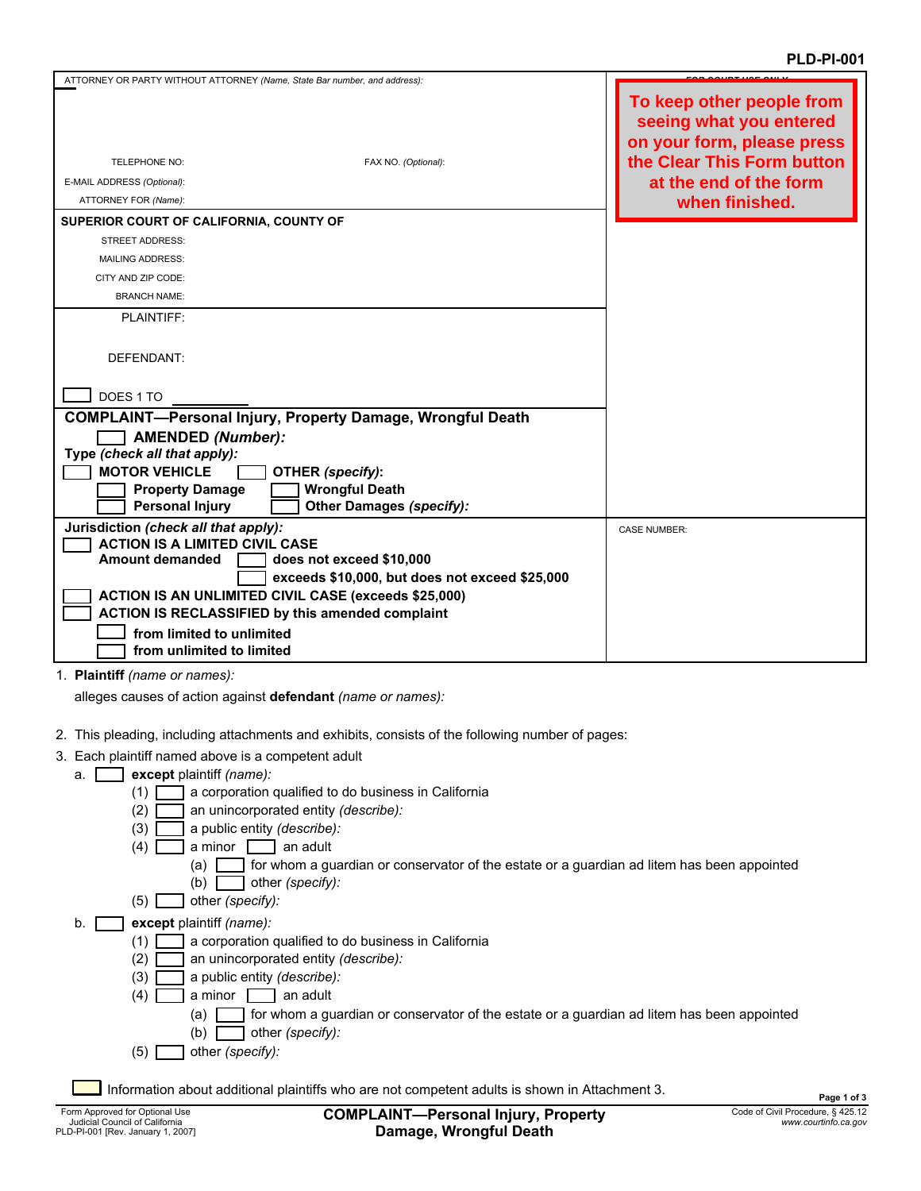PLD-PI-001

ATTORNEY OR PARTY WITHOUT ATTORNEY *(Name, State Bar number, and address):*

TELEPHONE NO: FAX NO. *(Optional):*

E-MAIL ADDRESS *(Optional):*

ATTORNEY FOR *(Name):*

FOR COURT USE ONLY

**To keep other people from seeing what you entered on your form, please press the Clear This Form button at the end of the form when finished.**

**SUPERIOR COURT OF CALIFORNIA, COUNTY OF**

STREET ADDRESS:

MAILING ADDRESS:

CITY AND ZIP CODE:

BRANCH NAME:

PLAINTIFF:

DEFENDANT:

☐ DOES 1 TO ________

**COMPLAINT—Personal Injury, Property Damage, Wrongful Death**

☐ **AMENDED** ***(Number):***

**Type** ***(check all that apply):***

☐ **MOTOR VEHICLE** ☐ **OTHER** ***(specify):***

☐ **Property Damage** ☐ **Wrongful Death**

☐ **Personal Injury** ☐ **Other Damages** ***(specify):***

**Jurisdiction** ***(check all that apply):***

☐ **ACTION IS A LIMITED CIVIL CASE**

**Amount demanded** ☐ **does not exceed $10,000**

☐ **exceeds $10,000, but does not exceed $25,000**

☐ **ACTION IS AN UNLIMITED CIVIL CASE (exceeds $25,000)**

☐ **ACTION IS RECLASSIFIED by this amended complaint**

☐ **from limited to unlimited**

☐ **from unlimited to limited**

CASE NUMBER:

1. **Plaintiff** *(name or names):*

   alleges causes of action against **defendant** *(name or names):*

2. This pleading, including attachments and exhibits, consists of the following number of pages:

3. Each plaintiff named above is a competent adult

   a. ☐ **except** plaintiff *(name):*
      - (1) ☐ a corporation qualified to do business in California
      - (2) ☐ an unincorporated entity *(describe):*
      - (3) ☐ a public entity *(describe):*
      - (4) ☐ a minor ☐ an adult
        - (a) ☐ for whom a guardian or conservator of the estate or a guardian ad litem has been appointed
        - (b) ☐ other *(specify):*
      - (5) ☐ other *(specify):*

   b. ☐ **except** plaintiff *(name):*
      - (1) ☐ a corporation qualified to do business in California
      - (2) ☐ an unincorporated entity *(describe):*
      - (3) ☐ a public entity *(describe):*
      - (4) ☐ a minor ☐ an adult
        - (a) ☐ for whom a guardian or conservator of the estate or a guardian ad litem has been appointed
        - (b) ☐ other *(specify):*
      - (5) ☐ other *(specify):*

☐ Information about additional plaintiffs who are not competent adults is shown in Attachment 3.

Form Approved for Optional Use
Judicial Council of California
PLD-PI-001 [Rev. January 1, 2007]

**COMPLAINT—Personal Injury, Property Damage, Wrongful Death**

Code of Civil Procedure, § 425.12
*www.courtinfo.ca.gov*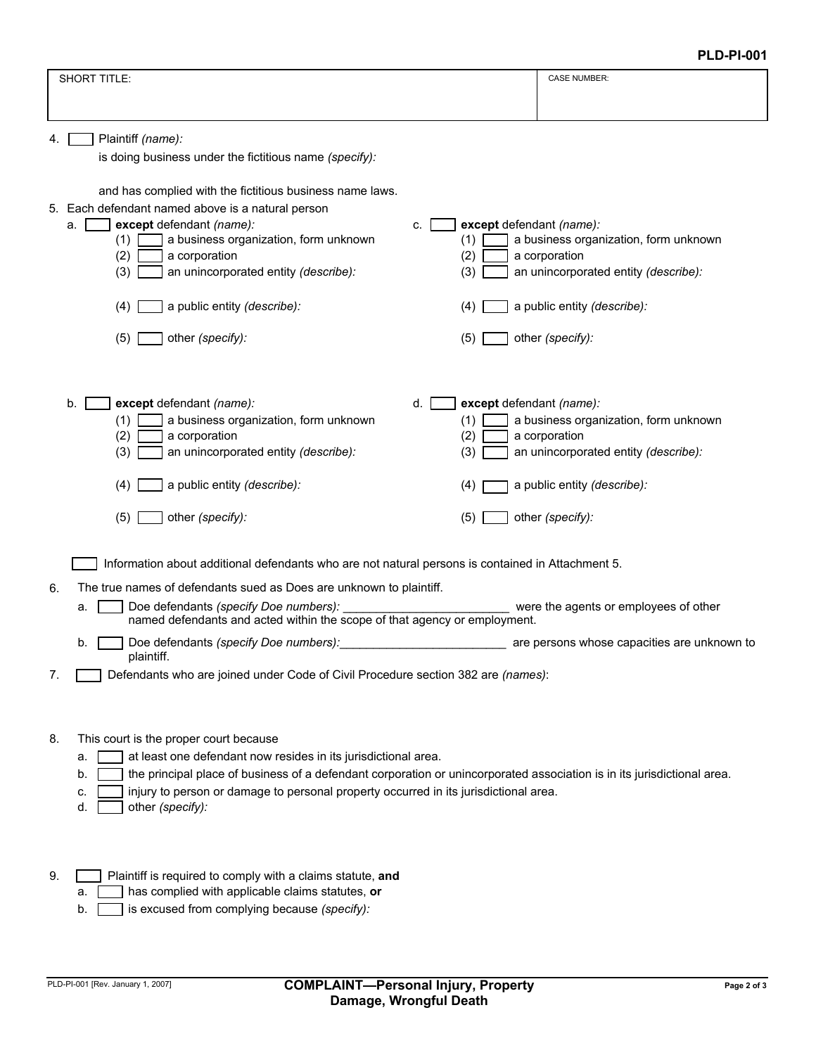**PLD-PI-001**

| SHORT TITLE: | CASE NUMBER: |
|---|---|
| | |

4. ☐ Plaintiff *(name):*
   is doing business under the fictitious name *(specify):*

   and has complied with the fictitious business name laws.

5. Each defendant named above is a natural person
   a. ☐ **except** defendant *(name):*
      (1) ☐ a business organization, form unknown
      (2) ☐ a corporation
      (3) ☐ an unincorporated entity *(describe):*
      (4) ☐ a public entity *(describe):*
      (5) ☐ other *(specify):*

   b. ☐ **except** defendant *(name):*
      (1) ☐ a business organization, form unknown
      (2) ☐ a corporation
      (3) ☐ an unincorporated entity *(describe):*
      (4) ☐ a public entity *(describe):*
      (5) ☐ other *(specify):*

   c. ☐ **except** defendant *(name):*
      (1) ☐ a business organization, form unknown
      (2) ☐ a corporation
      (3) ☐ an unincorporated entity *(describe):*
      (4) ☐ a public entity *(describe):*
      (5) ☐ other *(specify):*

   d. ☐ **except** defendant *(name):*
      (1) ☐ a business organization, form unknown
      (2) ☐ a corporation
      (3) ☐ an unincorporated entity *(describe):*
      (4) ☐ a public entity *(describe):*
      (5) ☐ other *(specify):*

   ☐ Information about additional defendants who are not natural persons is contained in Attachment 5.

6. The true names of defendants sued as Does are unknown to plaintiff.
   a. ☐ Doe defendants *(specify Doe numbers):* ________________________ were the agents or employees of other named defendants and acted within the scope of that agency or employment.
   b. ☐ Doe defendants *(specify Doe numbers):*________________________ are persons whose capacities are unknown to plaintiff.

7. ☐ Defendants who are joined under Code of Civil Procedure section 382 are *(names)*:

8. This court is the proper court because
   a. ☐ at least one defendant now resides in its jurisdictional area.
   b. ☐ the principal place of business of a defendant corporation or unincorporated association is in its jurisdictional area.
   c. ☐ injury to person or damage to personal property occurred in its jurisdictional area.
   d. ☐ other *(specify):*

9. ☐ Plaintiff is required to comply with a claims statute, **and**
   a. ☐ has complied with applicable claims statutes, **or**
   b. ☐ is excused from complying because *(specify):*

PLD-PI-001 [Rev. January 1, 2007]

**COMPLAINT—Personal Injury, Property Damage, Wrongful Death**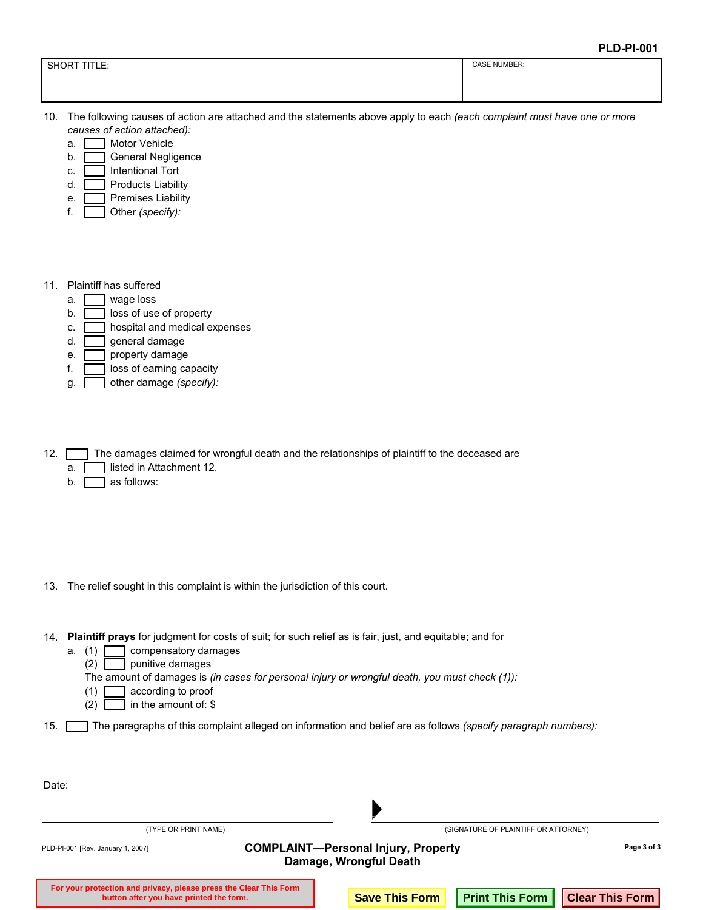PLD-PI-001

| SHORT TITLE: | CASE NUMBER: |
|---|---|
| | |

10. The following causes of action are attached and the statements above apply to each *(each complaint must have one or more causes of action attached):*
    a. ☐ Motor Vehicle
    b. ☐ General Negligence
    c. ☐ Intentional Tort
    d. ☐ Products Liability
    e. ☐ Premises Liability
    f. ☐ Other *(specify):*

11. Plaintiff has suffered
    a. ☐ wage loss
    b. ☐ loss of use of property
    c. ☐ hospital and medical expenses
    d. ☐ general damage
    e. ☐ property damage
    f. ☐ loss of earning capacity
    g. ☐ other damage *(specify):*

12. ☐ The damages claimed for wrongful death and the relationships of plaintiff to the deceased are
    a. ☐ listed in Attachment 12.
    b. ☐ as follows:

13. The relief sought in this complaint is within the jurisdiction of this court.

14. **Plaintiff prays** for judgment for costs of suit; for such relief as is fair, just, and equitable; and for
    a. (1) ☐ compensatory damages
    (2) ☐ punitive damages
    The amount of damages is *(in cases for personal injury or wrongful death, you must check (1)):*
    (1) ☐ according to proof
    (2) ☐ in the amount of: $

15. ☐ The paragraphs of this complaint alleged on information and belief are as follows *(specify paragraph numbers):*

Date:

(TYPE OR PRINT NAME) ▶ (SIGNATURE OF PLAINTIFF OR ATTORNEY)

PLD-PI-001 [Rev. January 1, 2007]

**COMPLAINT—Personal Injury, Property Damage, Wrongful Death**

For your protection and privacy, please press the Clear This Form button after you have printed the form.

Save This Form | Print This Form | Clear This Form